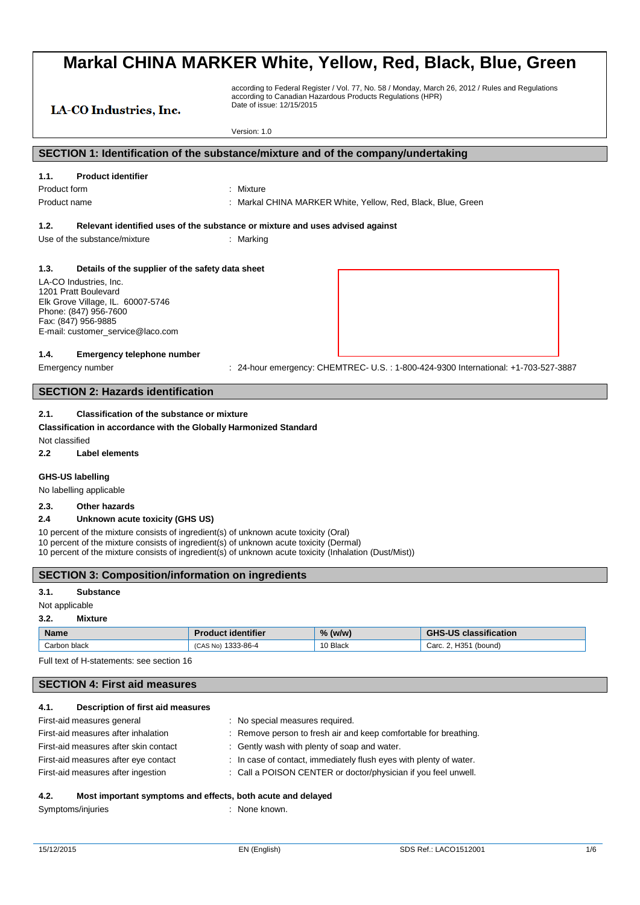# Markal CHINA MARKER White, Yellow, Red, Black, Blue, Green

LA-CO Industries, Inc.

according to Federal Register / Vol. 77, No. 58 / Monday, March 26, 2012 / Rules and Regulations
according to Canadian Hazardous Products Regulations (HPR)
Date of issue: 12/15/2015

Version: 1.0

## SECTION 1: Identification of the substance/mixture and of the company/undertaking

### 1.1. Product identifier

Product form : Mixture

Product name : Markal CHINA MARKER White, Yellow, Red, Black, Blue, Green

### 1.2. Relevant identified uses of the substance or mixture and uses advised against

Use of the substance/mixture : Marking

### 1.3. Details of the supplier of the safety data sheet

LA-CO Industries, Inc.
1201 Pratt Boulevard
Elk Grove Village, IL. 60007-5746
Phone: (847) 956-7600
Fax: (847) 956-9885
E-mail: customer_service@laco.com

### 1.4. Emergency telephone number

Emergency number : 24-hour emergency: CHEMTREC- U.S. : 1-800-424-9300 International: +1-703-527-3887

## SECTION 2: Hazards identification

### 2.1. Classification of the substance or mixture

**Classification in accordance with the Globally Harmonized Standard**

Not classified

### 2.2 Label elements

**GHS-US labelling**

No labelling applicable

### 2.3. Other hazards

### 2.4 Unknown acute toxicity (GHS US)

10 percent of the mixture consists of ingredient(s) of unknown acute toxicity (Oral)
10 percent of the mixture consists of ingredient(s) of unknown acute toxicity (Dermal)
10 percent of the mixture consists of ingredient(s) of unknown acute toxicity (Inhalation (Dust/Mist))

## SECTION 3: Composition/information on ingredients

### 3.1. Substance

Not applicable

### 3.2. Mixture

| Name | Product identifier | % (w/w) | GHS-US classification |
|---|---|---|---|
| Carbon black | (CAS No) 1333-86-4 | 10 Black | Carc. 2, H351 (bound) |

Full text of H-statements: see section 16

## SECTION 4: First aid measures

### 4.1. Description of first aid measures

First-aid measures general : No special measures required.

First-aid measures after inhalation : Remove person to fresh air and keep comfortable for breathing.

First-aid measures after skin contact : Gently wash with plenty of soap and water.

First-aid measures after eye contact : In case of contact, immediately flush eyes with plenty of water.

First-aid measures after ingestion : Call a POISON CENTER or doctor/physician if you feel unwell.

### 4.2. Most important symptoms and effects, both acute and delayed

Symptoms/injuries : None known.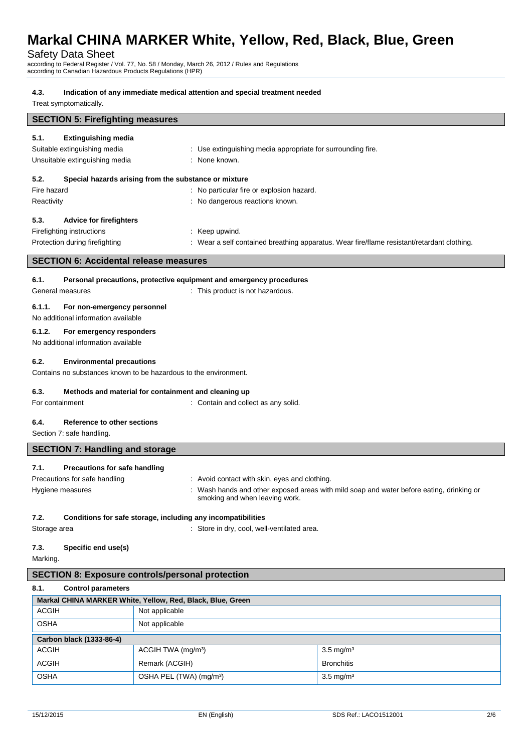#### 4.3. Indication of any immediate medical attention and special treatment needed

Treat symptomatically.

## SECTION 5: Firefighting measures

#### 5.1. Extinguishing media

Suitable extinguishing media : Use extinguishing media appropriate for surrounding fire.

Unsuitable extinguishing media : None known.

#### 5.2. Special hazards arising from the substance or mixture

Fire hazard : No particular fire or explosion hazard.

Reactivity : No dangerous reactions known.

#### 5.3. Advice for firefighters

Firefighting instructions : Keep upwind.

Protection during firefighting : Wear a self contained breathing apparatus. Wear fire/flame resistant/retardant clothing.

## SECTION 6: Accidental release measures

#### 6.1. Personal precautions, protective equipment and emergency procedures

General measures : This product is not hazardous.

#### 6.1.1. For non-emergency personnel

No additional information available

#### 6.1.2. For emergency responders

No additional information available

#### 6.2. Environmental precautions

Contains no substances known to be hazardous to the environment.

#### 6.3. Methods and material for containment and cleaning up

For containment : Contain and collect as any solid.

#### 6.4. Reference to other sections

Section 7: safe handling.

## SECTION 7: Handling and storage

#### 7.1. Precautions for safe handling

Precautions for safe handling : Avoid contact with skin, eyes and clothing.

Hygiene measures : Wash hands and other exposed areas with mild soap and water before eating, drinking or smoking and when leaving work.

#### 7.2. Conditions for safe storage, including any incompatibilities

Storage area : Store in dry, cool, well-ventilated area.

#### 7.3. Specific end use(s)

Marking.

## SECTION 8: Exposure controls/personal protection

#### 8.1. Control parameters

| Markal CHINA MARKER White, Yellow, Red, Black, Blue, Green | | |
|---|---|---|
| ACGIH | Not applicable | |
| OSHA | Not applicable | |
| **Carbon black (1333-86-4)** | | |
| ACGIH | ACGIH TWA (mg/m³) | 3.5 mg/m³ |
| ACGIH | Remark (ACGIH) | Bronchitis |
| OSHA | OSHA PEL (TWA) (mg/m³) | 3.5 mg/m³ |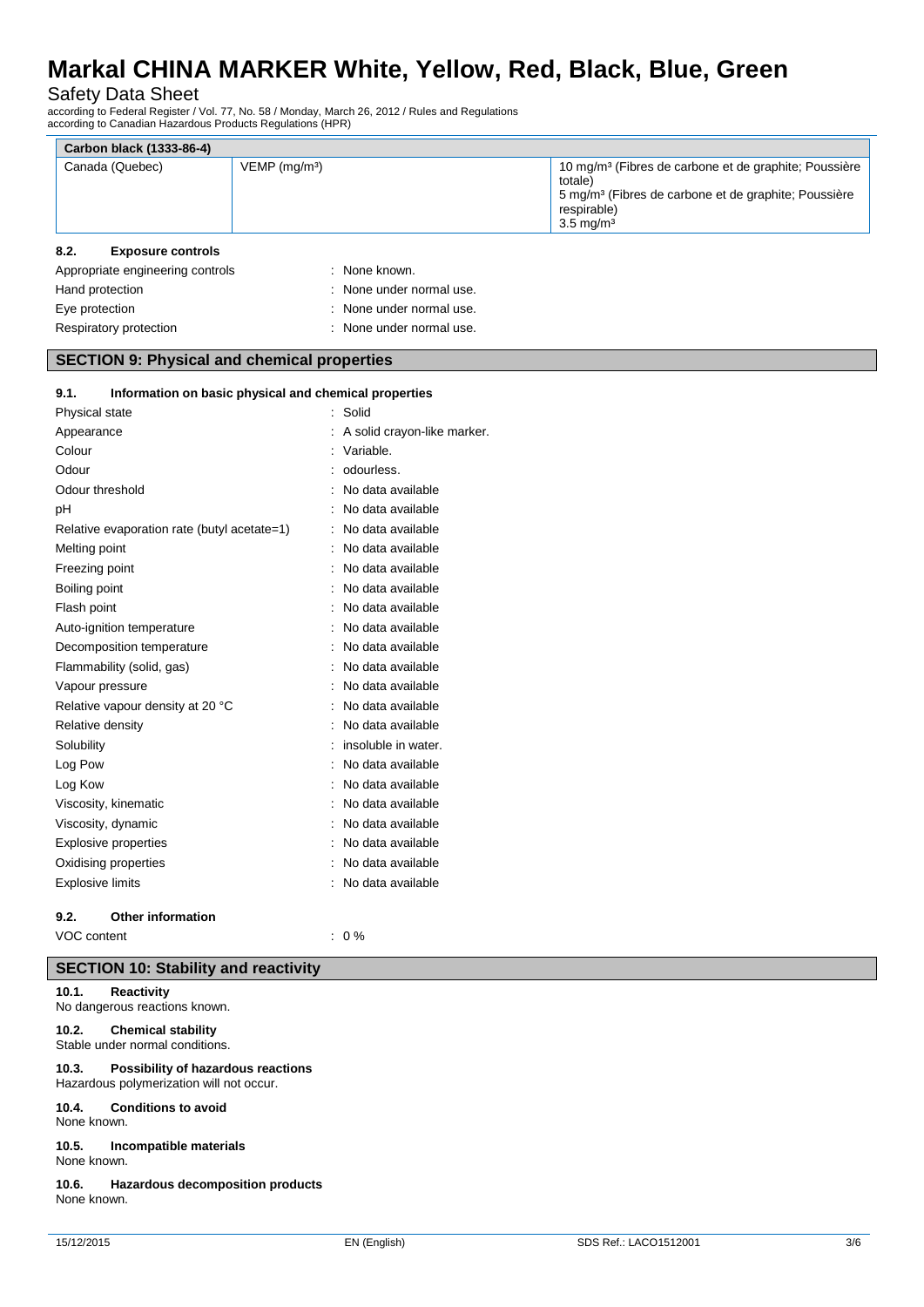| Carbon black (1333-86-4) | | |
|---|---|---|
| Canada (Quebec) | VEMP (mg/m³) | 10 mg/m³ (Fibres de carbone et de graphite; Poussière totale)<br>5 mg/m³ (Fibres de carbone et de graphite; Poussière respirable)<br>3.5 mg/m³ |

### 8.2. Exposure controls

Appropriate engineering controls : None known.

Hand protection : None under normal use.

Eye protection : None under normal use.

Respiratory protection : None under normal use.

## SECTION 9: Physical and chemical properties

### 9.1. Information on basic physical and chemical properties

| | |
|---|---|
| Physical state | : Solid |
| Appearance | : A solid crayon-like marker. |
| Colour | : Variable. |
| Odour | : odourless. |
| Odour threshold | : No data available |
| pH | : No data available |
| Relative evaporation rate (butyl acetate=1) | : No data available |
| Melting point | : No data available |
| Freezing point | : No data available |
| Boiling point | : No data available |
| Flash point | : No data available |
| Auto-ignition temperature | : No data available |
| Decomposition temperature | : No data available |
| Flammability (solid, gas) | : No data available |
| Vapour pressure | : No data available |
| Relative vapour density at 20 °C | : No data available |
| Relative density | : No data available |
| Solubility | : insoluble in water. |
| Log Pow | : No data available |
| Log Kow | : No data available |
| Viscosity, kinematic | : No data available |
| Viscosity, dynamic | : No data available |
| Explosive properties | : No data available |
| Oxidising properties | : No data available |
| Explosive limits | : No data available |

### 9.2. Other information

VOC content : 0 %

## SECTION 10: Stability and reactivity

### 10.1. Reactivity

No dangerous reactions known.

### 10.2. Chemical stability

Stable under normal conditions.

### 10.3. Possibility of hazardous reactions

Hazardous polymerization will not occur.

### 10.4. Conditions to avoid

None known.

### 10.5. Incompatible materials

None known.

### 10.6. Hazardous decomposition products

None known.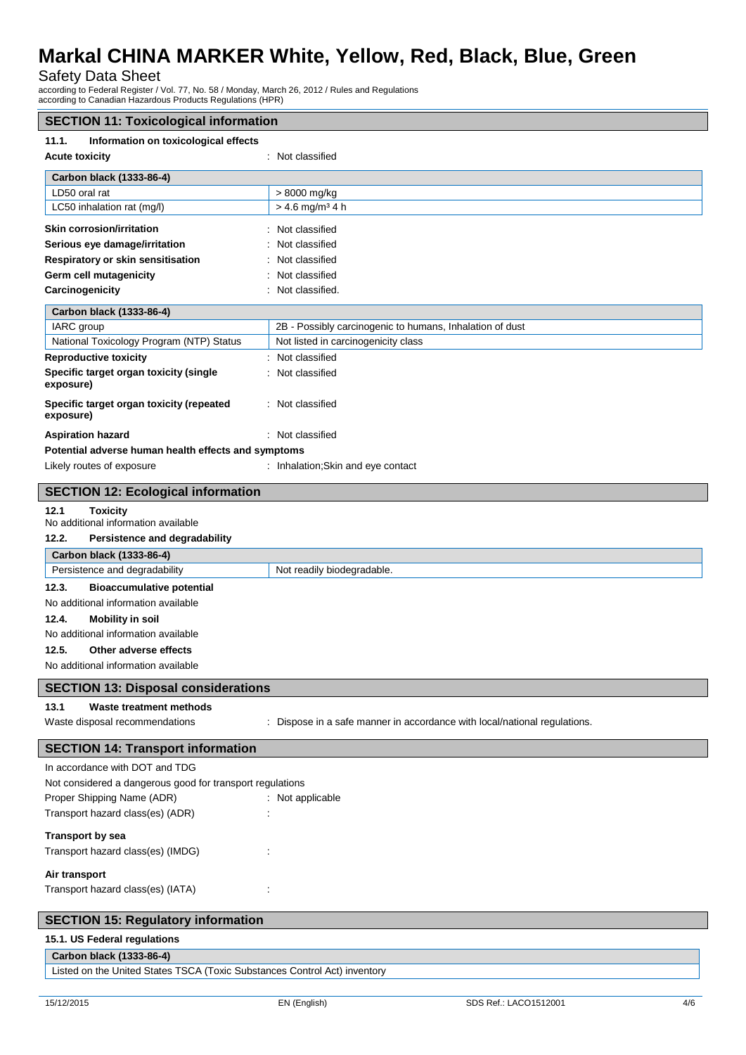## SECTION 11: Toxicological information

### 11.1. Information on toxicological effects

**Acute toxicity** : Not classified

| Carbon black (1333-86-4) | |
|---|---|
| LD50 oral rat | > 8000 mg/kg |
| LC50 inhalation rat (mg/l) | > 4.6 mg/m³ 4 h |

**Skin corrosion/irritation** : Not classified

**Serious eye damage/irritation** : Not classified

**Respiratory or skin sensitisation** : Not classified

**Germ cell mutagenicity** : Not classified

**Carcinogenicity** : Not classified.

| Carbon black (1333-86-4) | |
|---|---|
| IARC group | 2B - Possibly carcinogenic to humans, Inhalation of dust |
| National Toxicology Program (NTP) Status | Not listed in carcinogenicity class |

**Reproductive toxicity** : Not classified

**Specific target organ toxicity (single exposure)** : Not classified

**Specific target organ toxicity (repeated exposure)** : Not classified

**Aspiration hazard** : Not classified

**Potential adverse human health effects and symptoms**

Likely routes of exposure : Inhalation;Skin and eye contact

## SECTION 12: Ecological information

### 12.1 Toxicity

No additional information available

### 12.2. Persistence and degradability

| Carbon black (1333-86-4) | |
|---|---|
| Persistence and degradability | Not readily biodegradable. |

### 12.3. Bioaccumulative potential

No additional information available

### 12.4. Mobility in soil

No additional information available

### 12.5. Other adverse effects

No additional information available

## SECTION 13: Disposal considerations

### 13.1 Waste treatment methods

Waste disposal recommendations : Dispose in a safe manner in accordance with local/national regulations.

## SECTION 14: Transport information

In accordance with DOT and TDG

Not considered a dangerous good for transport regulations

Proper Shipping Name (ADR) : Not applicable

Transport hazard class(es) (ADR) :

**Transport by sea**

Transport hazard class(es) (IMDG) :

**Air transport**

Transport hazard class(es) (IATA) :

## SECTION 15: Regulatory information

### 15.1. US Federal regulations

| Carbon black (1333-86-4) |
|---|
| Listed on the United States TSCA (Toxic Substances Control Act) inventory |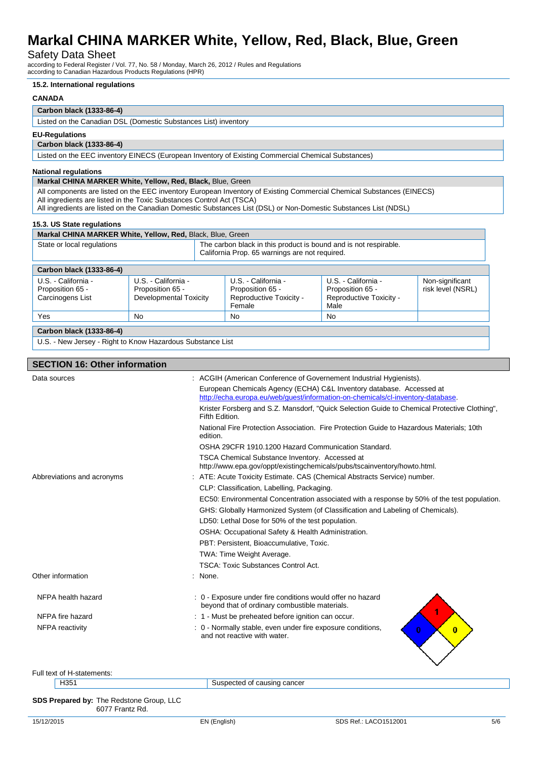### 15.2. International regulations

**CANADA**

| Carbon black (1333-86-4) |
|---|
| Listed on the Canadian DSL (Domestic Substances List) inventory |

**EU-Regulations**

| Carbon black (1333-86-4) |
|---|
| Listed on the EEC inventory EINECS (European Inventory of Existing Commercial Chemical Substances) |

**National regulations**

| **Markal CHINA MARKER White, Yellow, Red, Black,** Blue, Green |
|---|
| All components are listed on the EEC inventory European Inventory of Existing Commercial Chemical Substances (EINECS)<br>All ingredients are listed in the Toxic Substances Control Act (TSCA)<br>All ingredients are listed on the Canadian Domestic Substances List (DSL) or Non-Domestic Substances List (NDSL) |

### 15.3. US State regulations

| **Markal CHINA MARKER White, Yellow, Red,** Black, Blue, Green | |
|---|---|
| State or local regulations | The carbon black in this product is bound and is not respirable.<br>California Prop. 65 warnings are not required. |

| **Carbon black (1333-86-4)** | | | | |
|---|---|---|---|---|
| U.S. - California - Proposition 65 - Carcinogens List | U.S. - California - Proposition 65 - Developmental Toxicity | U.S. - California - Proposition 65 - Reproductive Toxicity - Female | U.S. - California - Proposition 65 - Reproductive Toxicity - Male | Non-significant risk level (NSRL) |
| Yes | No | No | No | |

| Carbon black (1333-86-4) |
|---|
| U.S. - New Jersey - Right to Know Hazardous Substance List |

## SECTION 16: Other information

Data sources : ACGIH (American Conference of Governement Industrial Hygienists).
European Chemicals Agency (ECHA) C&L Inventory database. Accessed at http://echa.europa.eu/web/guest/information-on-chemicals/cl-inventory-database.
Krister Forsberg and S.Z. Mansdorf, "Quick Selection Guide to Chemical Protective Clothing", Fifth Edition.
National Fire Protection Association. Fire Protection Guide to Hazardous Materials; 10th edition.
OSHA 29CFR 1910.1200 Hazard Communication Standard.
TSCA Chemical Substance Inventory. Accessed at http://www.epa.gov/oppt/existingchemicals/pubs/tscainventory/howto.html.

Abbreviations and acronyms : ATE: Acute Toxicity Estimate. CAS (Chemical Abstracts Service) number.
CLP: Classification, Labelling, Packaging.
EC50: Environmental Concentration associated with a response by 50% of the test population.
GHS: Globally Harmonized System (of Classification and Labeling of Chemicals).
LD50: Lethal Dose for 50% of the test population.
OSHA: Occupational Safety & Health Administration.
PBT: Persistent, Bioaccumulative, Toxic.
TWA: Time Weight Average.
TSCA: Toxic Substances Control Act.

Other information : None.

NFPA health hazard : 0 - Exposure under fire conditions would offer no hazard beyond that of ordinary combustible materials.

NFPA fire hazard : 1 - Must be preheated before ignition can occur.

NFPA reactivity : 0 - Normally stable, even under fire exposure conditions, and not reactive with water.

Full text of H-statements:

| H351 | Suspected of causing cancer |
|---|---|

**SDS Prepared by:** The Redstone Group, LLC
6077 Frantz Rd.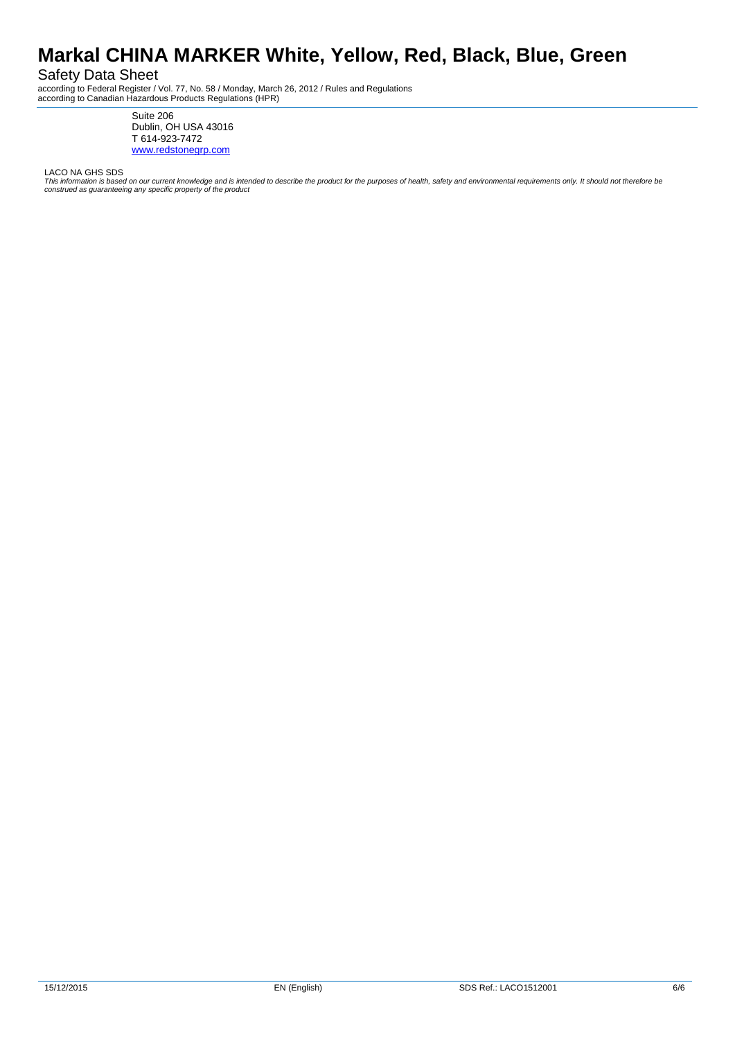Suite 206
Dublin, OH USA 43016
T 614-923-7472
www.redstonegrp.com

LACO NA GHS SDS

*This information is based on our current knowledge and is intended to describe the product for the purposes of health, safety and environmental requirements only. It should not therefore be construed as guaranteeing any specific property of the product*